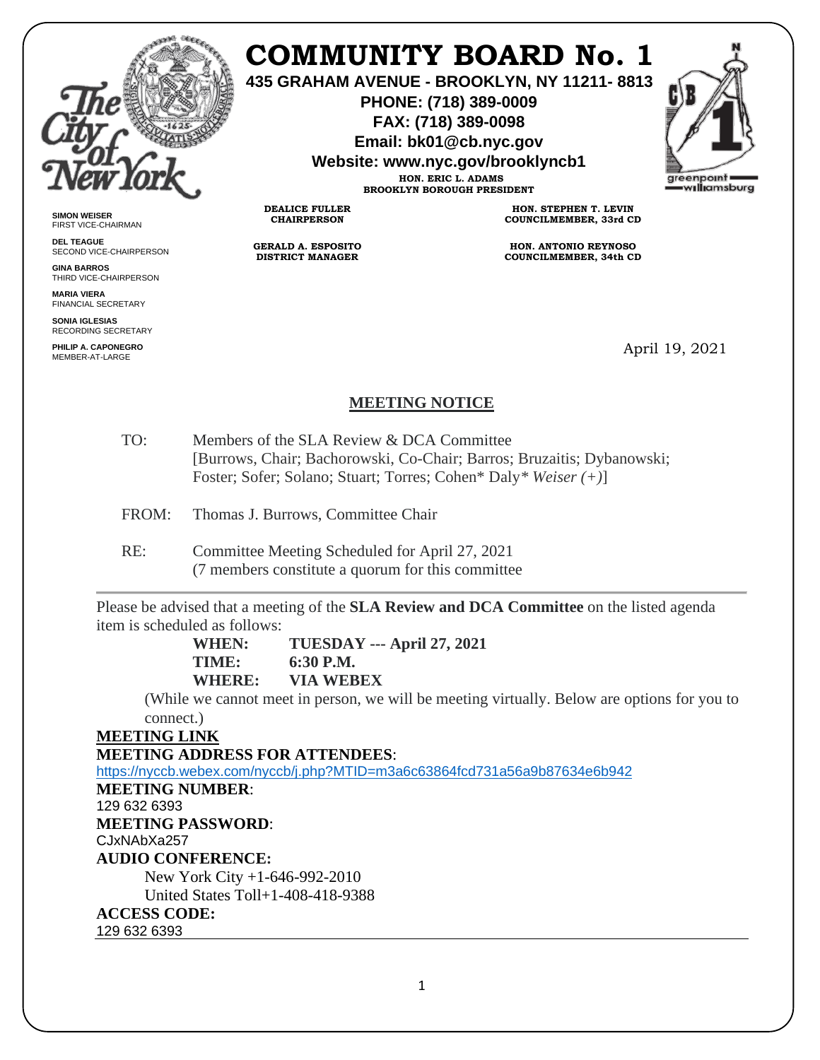# COMMUNITY BOARD No. 1

**435 GRAHAM AVENUE - BROOKLYN, NY 11211- 8813**
**PHONE: (718) 389-0009**
**FAX: (718) 389-0098**
**Email: bk01@cb.nyc.gov**
**Website: www.nyc.gov/brooklyncb1**

**HON. ERIC L. ADAMS**
**BROOKLYN BOROUGH PRESIDENT**

**DEALICE FULLER**
**CHAIRPERSON**

**HON. STEPHEN T. LEVIN**
**COUNCILMEMBER, 33rd CD**

**GERALD A. ESPOSITO**
**DISTRICT MANAGER**

**HON. ANTONIO REYNOSO**
**COUNCILMEMBER, 34th CD**

**SIMON WEISER**
FIRST VICE-CHAIRMAN

**DEL TEAGUE**
SECOND VICE-CHAIRPERSON

**GINA BARROS**
THIRD VICE-CHAIRPERSON

**MARIA VIERA**
FINANCIAL SECRETARY

**SONIA IGLESIAS**
RECORDING SECRETARY

**PHILIP A. CAPONEGRO**
MEMBER-AT-LARGE

April 19, 2021

## MEETING NOTICE

TO: Members of the SLA Review & DCA Committee
[Burrows, Chair; Bachorowski, Co-Chair; Barros; Bruzaitis; Dybanowski; Foster; Sofer; Solano; Stuart; Torres; Cohen* Daly* *Weiser (+)*]

FROM: Thomas J. Burrows, Committee Chair

RE: Committee Meeting Scheduled for April 27, 2021
(7 members constitute a quorum for this committee

Please be advised that a meeting of the **SLA Review and DCA Committee** on the listed agenda item is scheduled as follows:

**WHEN: TUESDAY --- April 27, 2021**
**TIME: 6:30 P.M.**
**WHERE: VIA WEBEX**

(While we cannot meet in person, we will be meeting virtually. Below are options for you to connect.)

**MEETING LINK**

**MEETING ADDRESS FOR ATTENDEES**:
https://nyccb.webex.com/nyccb/j.php?MTID=m3a6c63864fcd731a56a9b87634e6b942

**MEETING NUMBER**:
129 632 6393

**MEETING PASSWORD**:
CJxNAbXa257

**AUDIO CONFERENCE:**
New York City +1-646-992-2010
United States Toll+1-408-418-9388

**ACCESS CODE:**
129 632 6393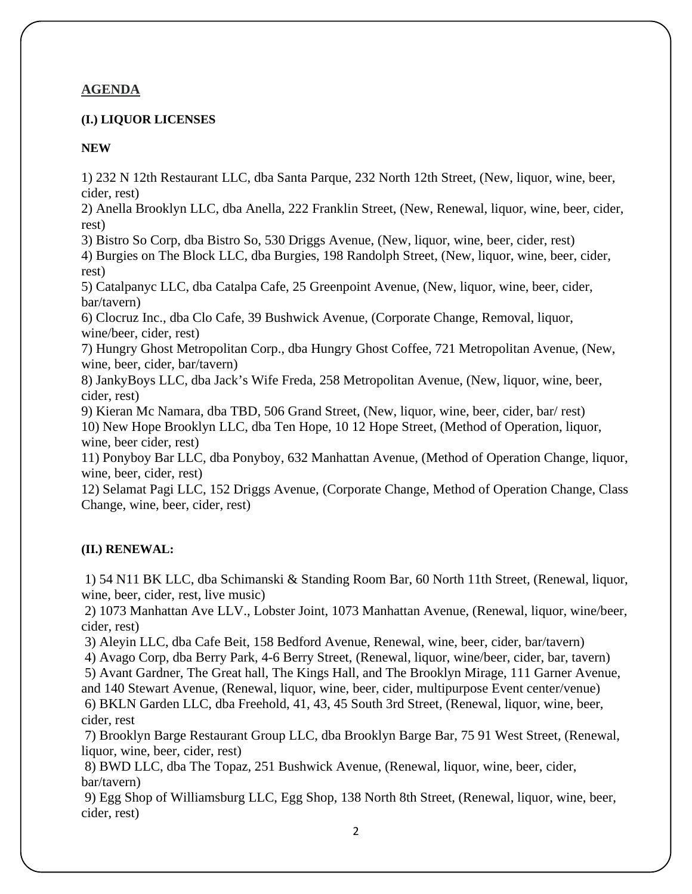## AGENDA

**(I.) LIQUOR LICENSES**

**NEW**

1) 232 N 12th Restaurant LLC, dba Santa Parque, 232 North 12th Street, (New, liquor, wine, beer, cider, rest)
2) Anella Brooklyn LLC, dba Anella, 222 Franklin Street, (New, Renewal, liquor, wine, beer, cider, rest)
3) Bistro So Corp, dba Bistro So, 530 Driggs Avenue, (New, liquor, wine, beer, cider, rest)
4) Burgies on The Block LLC, dba Burgies, 198 Randolph Street, (New, liquor, wine, beer, cider, rest)
5) Catalpanyc LLC, dba Catalpa Cafe, 25 Greenpoint Avenue, (New, liquor, wine, beer, cider, bar/tavern)
6) Clocruz Inc., dba Clo Cafe, 39 Bushwick Avenue, (Corporate Change, Removal, liquor, wine/beer, cider, rest)
7) Hungry Ghost Metropolitan Corp., dba Hungry Ghost Coffee, 721 Metropolitan Avenue, (New, wine, beer, cider, bar/tavern)
8) JankyBoys LLC, dba Jack's Wife Freda, 258 Metropolitan Avenue, (New, liquor, wine, beer, cider, rest)
9) Kieran Mc Namara, dba TBD, 506 Grand Street, (New, liquor, wine, beer, cider, bar/ rest)
10) New Hope Brooklyn LLC, dba Ten Hope, 10 12 Hope Street, (Method of Operation, liquor, wine, beer cider, rest)
11) Ponyboy Bar LLC, dba Ponyboy, 632 Manhattan Avenue, (Method of Operation Change, liquor, wine, beer, cider, rest)
12) Selamat Pagi LLC, 152 Driggs Avenue, (Corporate Change, Method of Operation Change, Class Change, wine, beer, cider, rest)

**(II.) RENEWAL:**

1) 54 N11 BK LLC, dba Schimanski & Standing Room Bar, 60 North 11th Street, (Renewal, liquor, wine, beer, cider, rest, live music)
2) 1073 Manhattan Ave LLV., Lobster Joint, 1073 Manhattan Avenue, (Renewal, liquor, wine/beer, cider, rest)
3) Aleyin LLC, dba Cafe Beit, 158 Bedford Avenue, Renewal, wine, beer, cider, bar/tavern)
4) Avago Corp, dba Berry Park, 4-6 Berry Street, (Renewal, liquor, wine/beer, cider, bar, tavern)
5) Avant Gardner, The Great hall, The Kings Hall, and The Brooklyn Mirage, 111 Garner Avenue, and 140 Stewart Avenue, (Renewal, liquor, wine, beer, cider, multipurpose Event center/venue)
6) BKLN Garden LLC, dba Freehold, 41, 43, 45 South 3rd Street, (Renewal, liquor, wine, beer, cider, rest
7) Brooklyn Barge Restaurant Group LLC, dba Brooklyn Barge Bar, 75 91 West Street, (Renewal, liquor, wine, beer, cider, rest)
8) BWD LLC, dba The Topaz, 251 Bushwick Avenue, (Renewal, liquor, wine, beer, cider, bar/tavern)
9) Egg Shop of Williamsburg LLC, Egg Shop, 138 North 8th Street, (Renewal, liquor, wine, beer, cider, rest)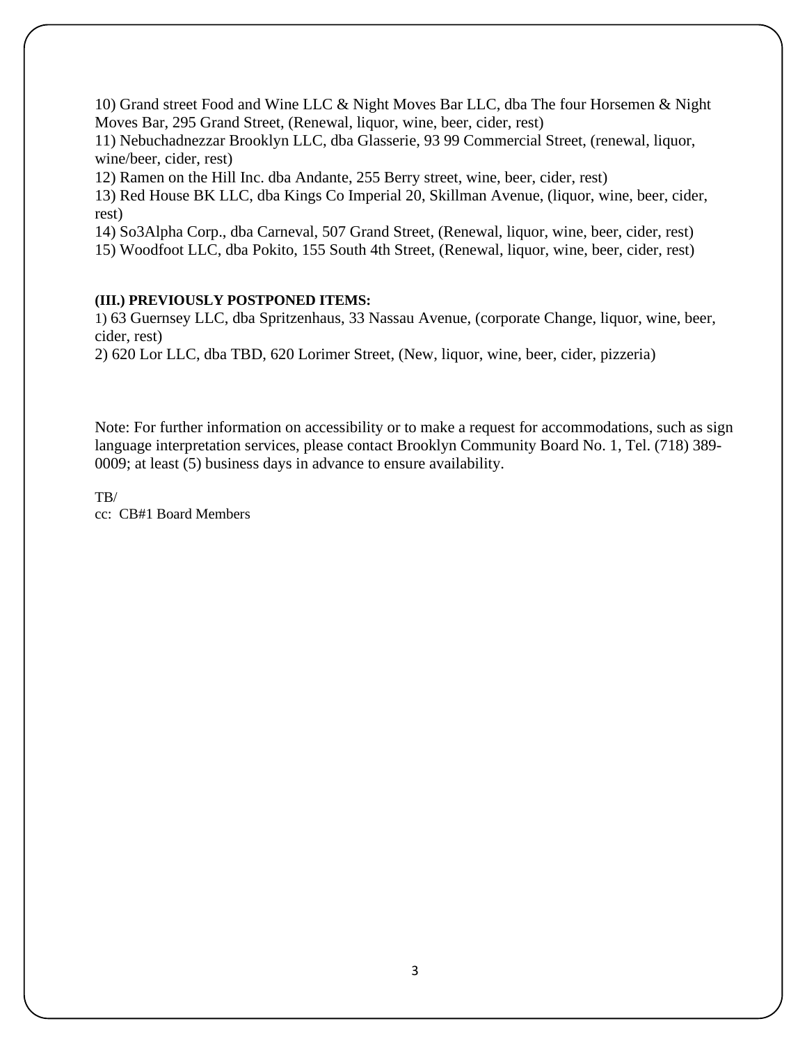10) Grand street Food and Wine LLC & Night Moves Bar LLC, dba The four Horsemen & Night Moves Bar, 295 Grand Street, (Renewal, liquor, wine, beer, cider, rest)
11) Nebuchadnezzar Brooklyn LLC, dba Glasserie, 93 99 Commercial Street, (renewal, liquor, wine/beer, cider, rest)
12) Ramen on the Hill Inc. dba Andante, 255 Berry street, wine, beer, cider, rest)
13) Red House BK LLC, dba Kings Co Imperial 20, Skillman Avenue, (liquor, wine, beer, cider, rest)
14) So3Alpha Corp., dba Carneval, 507 Grand Street, (Renewal, liquor, wine, beer, cider, rest)
15) Woodfoot LLC, dba Pokito, 155 South 4th Street, (Renewal, liquor, wine, beer, cider, rest)

**(III.) PREVIOUSLY POSTPONED ITEMS:**
1) 63 Guernsey LLC, dba Spritzenhaus, 33 Nassau Avenue, (corporate Change, liquor, wine, beer, cider, rest)
2) 620 Lor LLC, dba TBD, 620 Lorimer Street, (New, liquor, wine, beer, cider, pizzeria)

Note: For further information on accessibility or to make a request for accommodations, such as sign language interpretation services, please contact Brooklyn Community Board No. 1, Tel. (718) 389-0009; at least (5) business days in advance to ensure availability.

TB/
cc: CB#1 Board Members